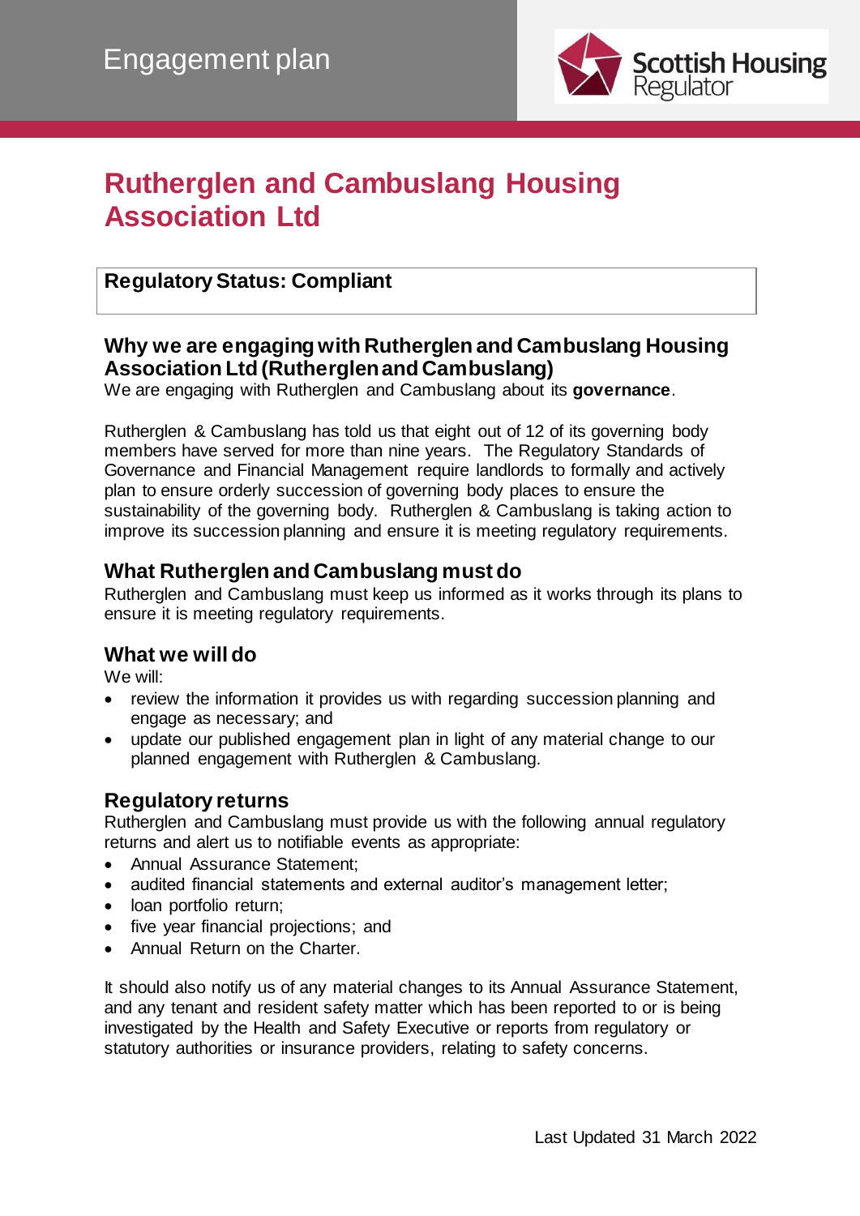Engagement plan

# Rutherglen and Cambuslang Housing Association Ltd

**Regulatory Status: Compliant**

## Why we are engaging with Rutherglen and Cambuslang Housing Association Ltd (Rutherglen and Cambuslang)

We are engaging with Rutherglen and Cambuslang about its **governance**.

Rutherglen & Cambuslang has told us that eight out of 12 of its governing body members have served for more than nine years. The Regulatory Standards of Governance and Financial Management require landlords to formally and actively plan to ensure orderly succession of governing body places to ensure the sustainability of the governing body. Rutherglen & Cambuslang is taking action to improve its succession planning and ensure it is meeting regulatory requirements.

## What Rutherglen and Cambuslang must do

Rutherglen and Cambuslang must keep us informed as it works through its plans to ensure it is meeting regulatory requirements.

## What we will do

We will:

- review the information it provides us with regarding succession planning and engage as necessary; and
- update our published engagement plan in light of any material change to our planned engagement with Rutherglen & Cambuslang.

## Regulatory returns

Rutherglen and Cambuslang must provide us with the following annual regulatory returns and alert us to notifiable events as appropriate:

- Annual Assurance Statement;
- audited financial statements and external auditor's management letter;
- loan portfolio return;
- five year financial projections; and
- Annual Return on the Charter.

It should also notify us of any material changes to its Annual Assurance Statement, and any tenant and resident safety matter which has been reported to or is being investigated by the Health and Safety Executive or reports from regulatory or statutory authorities or insurance providers, relating to safety concerns.

Last Updated 31 March 2022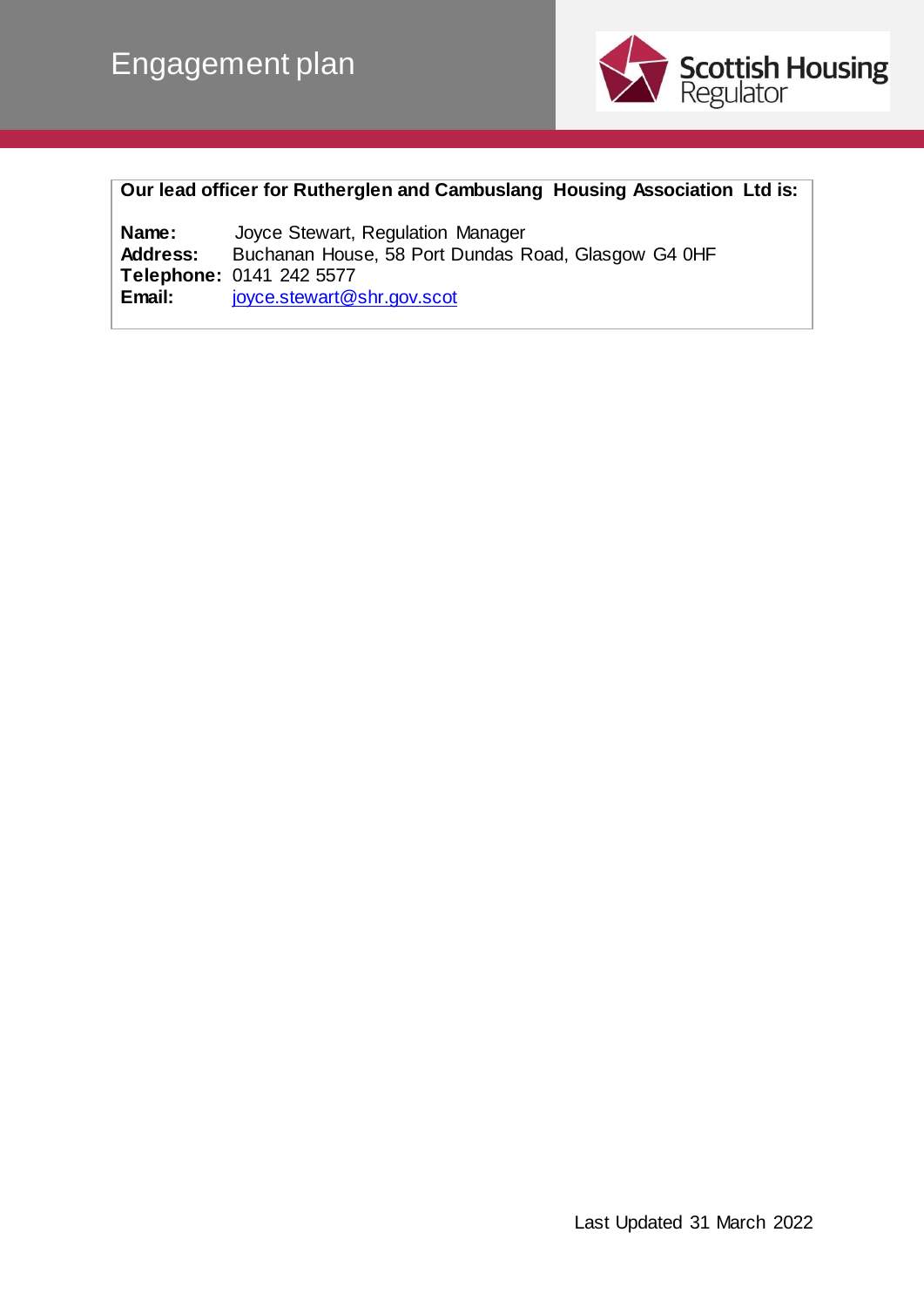**Our lead officer for Rutherglen and Cambuslang Housing Association Ltd is:**

**Name:** Joyce Stewart, Regulation Manager
**Address:** Buchanan House, 58 Port Dundas Road, Glasgow G4 0HF
**Telephone:** 0141 242 5577
**Email:** joyce.stewart@shr.gov.scot

Last Updated 31 March 2022